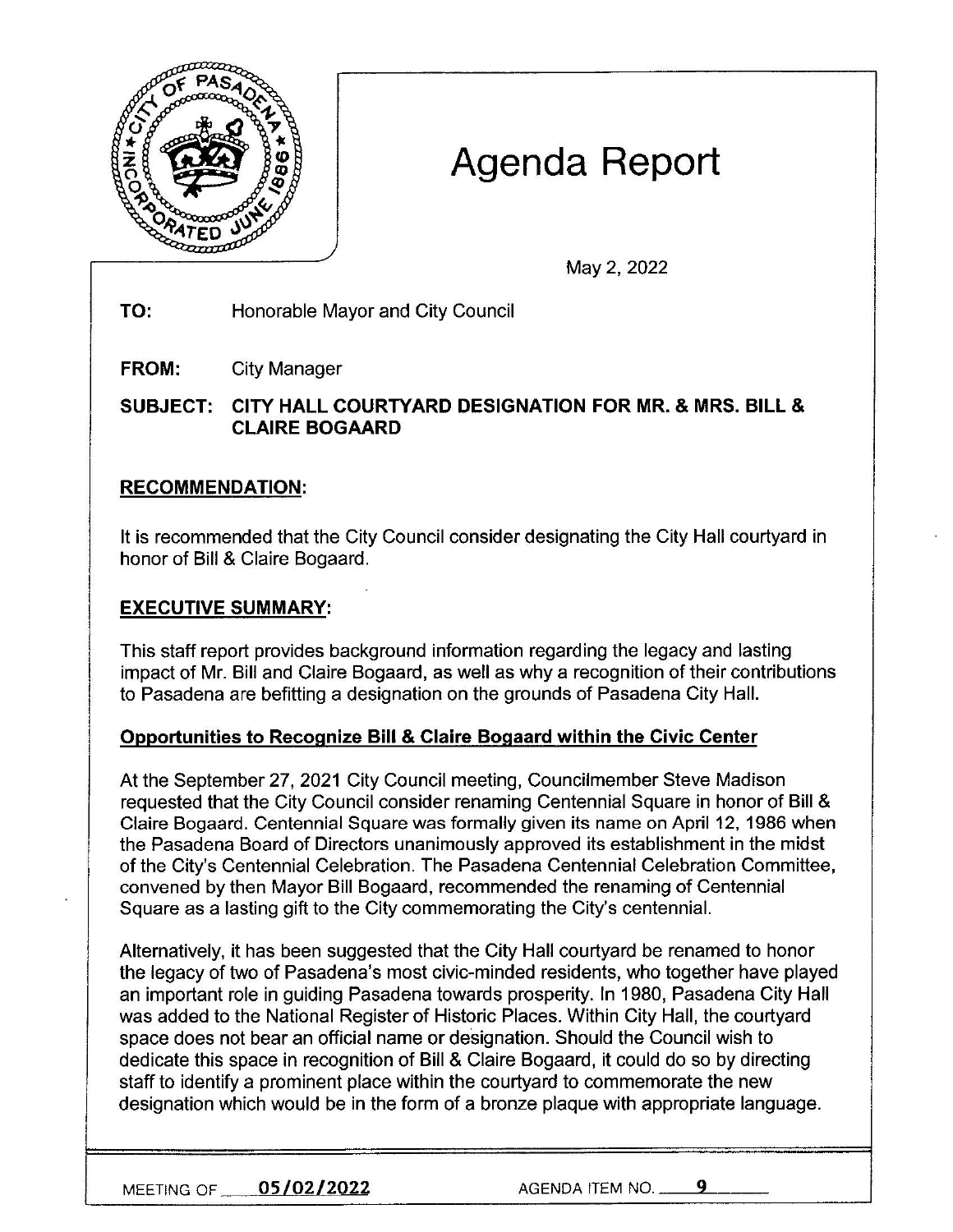# Agenda Report

May 2, 2022

**TO:** Honorable Mayor and City Council

**FROM:** City Manager

**SUBJECT: CITY HALL COURTYARD DESIGNATION FOR MR. & MRS. BILL & CLAIRE BOGAARD**

## RECOMMENDATION:

It is recommended that the City Council consider designating the City Hall courtyard in honor of Bill & Claire Bogaard.

## EXECUTIVE SUMMARY:

This staff report provides background information regarding the legacy and lasting impact of Mr. Bill and Claire Bogaard, as well as why a recognition of their contributions to Pasadena are befitting a designation on the grounds of Pasadena City Hall.

### Opportunities to Recognize Bill & Claire Bogaard within the Civic Center

At the September 27, 2021 City Council meeting, Councilmember Steve Madison requested that the City Council consider renaming Centennial Square in honor of Bill & Claire Bogaard. Centennial Square was formally given its name on April 12, 1986 when the Pasadena Board of Directors unanimously approved its establishment in the midst of the City's Centennial Celebration. The Pasadena Centennial Celebration Committee, convened by then Mayor Bill Bogaard, recommended the renaming of Centennial Square as a lasting gift to the City commemorating the City's centennial.

Alternatively, it has been suggested that the City Hall courtyard be renamed to honor the legacy of two of Pasadena's most civic-minded residents, who together have played an important role in guiding Pasadena towards prosperity. In 1980, Pasadena City Hall was added to the National Register of Historic Places. Within City Hall, the courtyard space does not bear an official name or designation. Should the Council wish to dedicate this space in recognition of Bill & Claire Bogaard, it could do so by directing staff to identify a prominent place within the courtyard to commemorate the new designation which would be in the form of a bronze plaque with appropriate language.

MEETING OF 05/02/2022 AGENDA ITEM NO. 9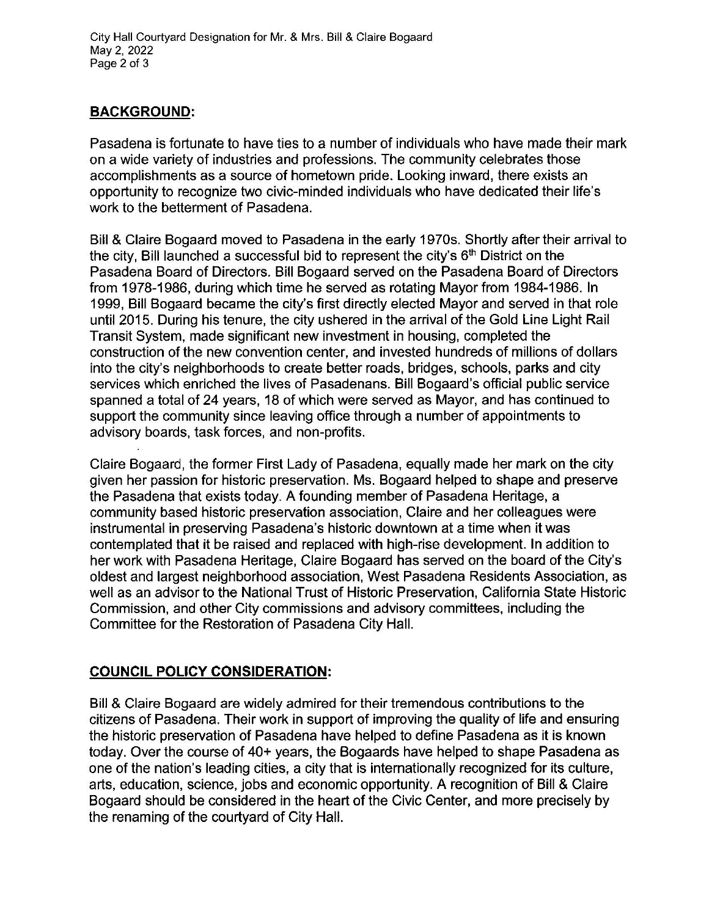## BACKGROUND:

Pasadena is fortunate to have ties to a number of individuals who have made their mark on a wide variety of industries and professions. The community celebrates those accomplishments as a source of hometown pride. Looking inward, there exists an opportunity to recognize two civic-minded individuals who have dedicated their life's work to the betterment of Pasadena.

Bill & Claire Bogaard moved to Pasadena in the early 1970s. Shortly after their arrival to the city, Bill launched a successful bid to represent the city's 6th District on the Pasadena Board of Directors. Bill Bogaard served on the Pasadena Board of Directors from 1978-1986, during which time he served as rotating Mayor from 1984-1986. In 1999, Bill Bogaard became the city's first directly elected Mayor and served in that role until 2015. During his tenure, the city ushered in the arrival of the Gold Line Light Rail Transit System, made significant new investment in housing, completed the construction of the new convention center, and invested hundreds of millions of dollars into the city's neighborhoods to create better roads, bridges, schools, parks and city services which enriched the lives of Pasadenans. Bill Bogaard's official public service spanned a total of 24 years, 18 of which were served as Mayor, and has continued to support the community since leaving office through a number of appointments to advisory boards, task forces, and non-profits.

Claire Bogaard, the former First Lady of Pasadena, equally made her mark on the city given her passion for historic preservation. Ms. Bogaard helped to shape and preserve the Pasadena that exists today. A founding member of Pasadena Heritage, a community based historic preservation association, Claire and her colleagues were instrumental in preserving Pasadena's historic downtown at a time when it was contemplated that it be raised and replaced with high-rise development. In addition to her work with Pasadena Heritage, Claire Bogaard has served on the board of the City's oldest and largest neighborhood association, West Pasadena Residents Association, as well as an advisor to the National Trust of Historic Preservation, California State Historic Commission, and other City commissions and advisory committees, including the Committee for the Restoration of Pasadena City Hall.

## COUNCIL POLICY CONSIDERATION:

Bill & Claire Bogaard are widely admired for their tremendous contributions to the citizens of Pasadena. Their work in support of improving the quality of life and ensuring the historic preservation of Pasadena have helped to define Pasadena as it is known today. Over the course of 40+ years, the Bogaards have helped to shape Pasadena as one of the nation's leading cities, a city that is internationally recognized for its culture, arts, education, science, jobs and economic opportunity. A recognition of Bill & Claire Bogaard should be considered in the heart of the Civic Center, and more precisely by the renaming of the courtyard of City Hall.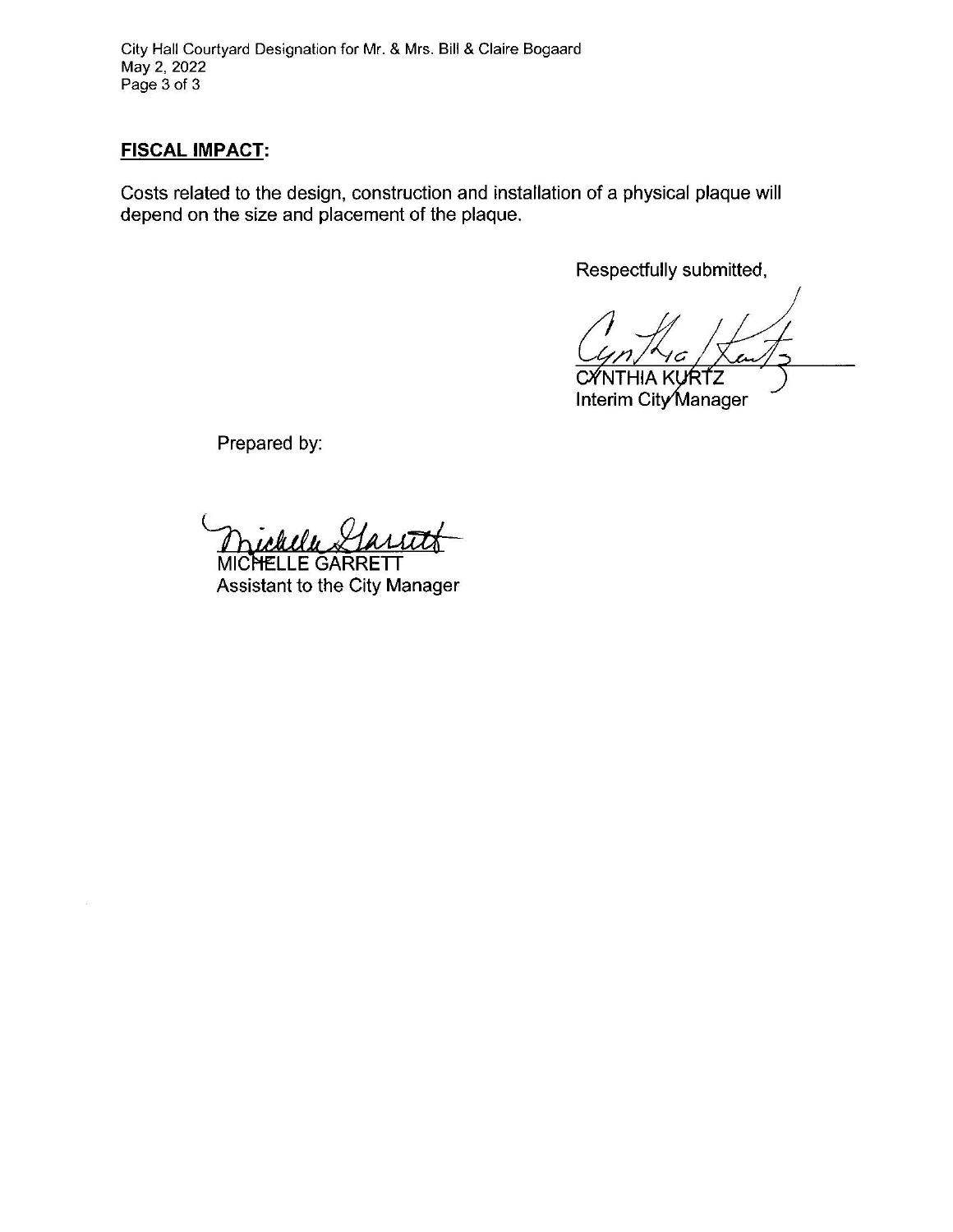## FISCAL IMPACT:

Costs related to the design, construction and installation of a physical plaque will depend on the size and placement of the plaque.

Respectfully submitted,

CYNTHIA KURTZ
Interim City Manager

Prepared by:

MICHELLE GARRETT
Assistant to the City Manager